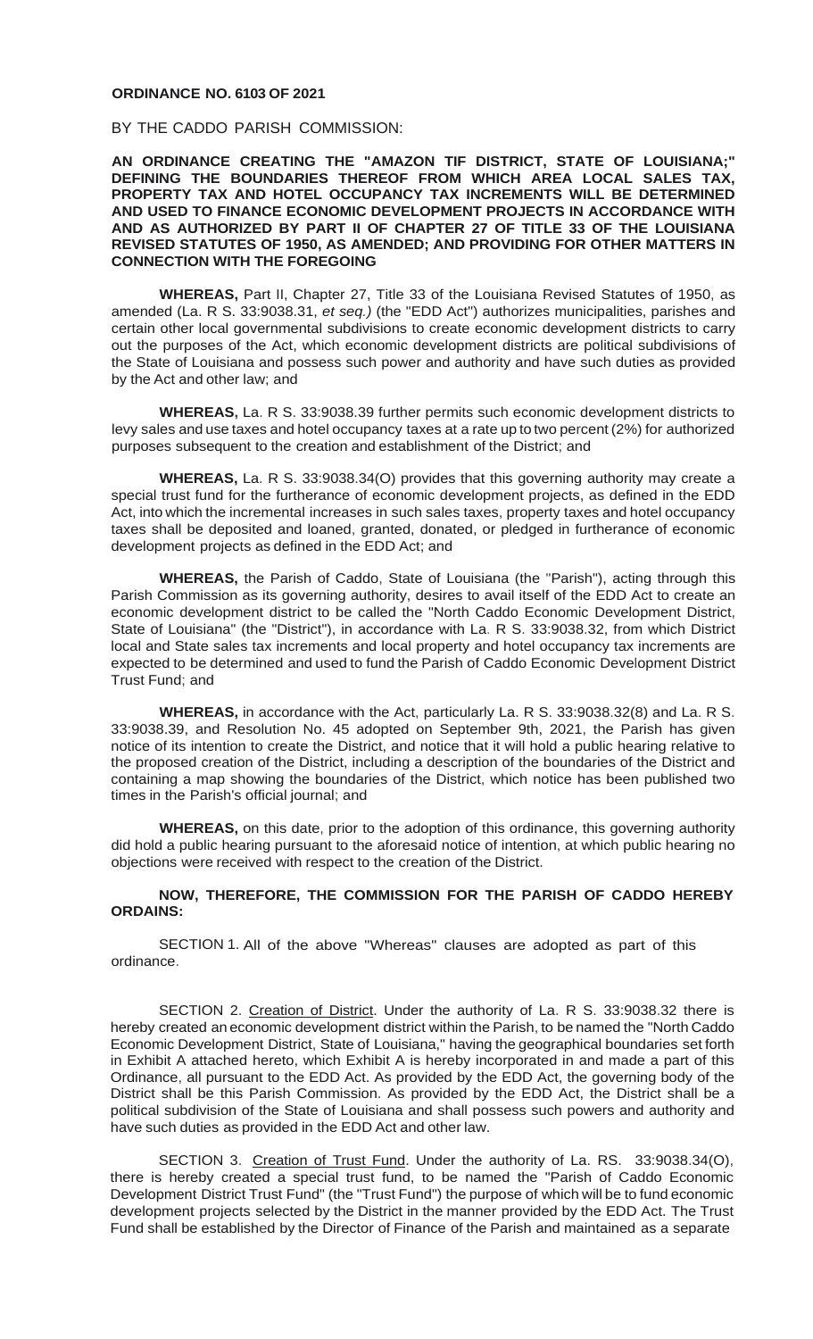**ORDINANCE NO. 6103 OF 2021**

BY THE CADDO PARISH COMMISSION:

**AN ORDINANCE CREATING THE "AMAZON TIF DISTRICT, STATE OF LOUISIANA;" DEFINING THE BOUNDARIES THEREOF FROM WHICH AREA LOCAL SALES TAX, PROPERTY TAX AND HOTEL OCCUPANCY TAX INCREMENTS WILL BE DETERMINED AND USED TO FINANCE ECONOMIC DEVELOPMENT PROJECTS IN ACCORDANCE WITH AND AS AUTHORIZED BY PART II OF CHAPTER 27 OF TITLE 33 OF THE LOUISIANA REVISED STATUTES OF 1950, AS AMENDED; AND PROVIDING FOR OTHER MATTERS IN CONNECTION WITH THE FOREGOING**

**WHEREAS,** Part II, Chapter 27, Title 33 of the Louisiana Revised Statutes of 1950, as amended (La. R S. 33:9038.31, *et seq.)* (the "EDD Act") authorizes municipalities, parishes and certain other local governmental subdivisions to create economic development districts to carry out the purposes of the Act, which economic development districts are political subdivisions of the State of Louisiana and possess such power and authority and have such duties as provided by the Act and other law; and

**WHEREAS,** La. R S. 33:9038.39 further permits such economic development districts to levy sales and use taxes and hotel occupancy taxes at a rate up to two percent (2%) for authorized purposes subsequent to the creation and establishment of the District; and

**WHEREAS,** La. R S. 33:9038.34(O) provides that this governing authority may create a special trust fund for the furtherance of economic development projects, as defined in the EDD Act, into which the incremental increases in such sales taxes, property taxes and hotel occupancy taxes shall be deposited and loaned, granted, donated, or pledged in furtherance of economic development projects as defined in the EDD Act; and

**WHEREAS,** the Parish of Caddo, State of Louisiana (the "Parish"), acting through this Parish Commission as its governing authority, desires to avail itself of the EDD Act to create an economic development district to be called the "North Caddo Economic Development District, State of Louisiana" (the "District"), in accordance within La. R S. 33:9038.32, from which District local and State sales tax increments and local property and hotel occupancy tax increments are expected to be determined and used to fund the Parish of Caddo Economic Development District Trust Fund; and

**WHEREAS,** in accordance with the Act, particularly La. R S. 33:9038.32(8) and La. R S. 33:9038.39, and Resolution No. 45 adopted on September 9th, 2021, the Parish has given notice of its intention to create the District, and notice that it will hold a public hearing relative to the proposed creation of the District, including a description of the boundaries of the District and containing a map showing the boundaries of the District, which notice has been published two times in the Parish's official journal; and

**WHEREAS,** on this date, prior to the adoption of this ordinance, this governing authority did hold a public hearing pursuant to the aforesaid notice of intention, at which public hearing no objections were received with respect to the creation of the District.

**NOW, THEREFORE, THE COMMISSION FOR THE PARISH OF CADDO HEREBY ORDAINS:**

SECTION 1. All of the above "Whereas" clauses are adopted as part of this ordinance.

SECTION 2. Creation of District. Under the authority of La. R S. 33:9038.32 there is hereby created an economic development district within the Parish, to be named the "North Caddo Economic Development District, State of Louisiana," having the geographical boundaries set forth in Exhibit A attached hereto, which Exhibit A is hereby incorporated in and made a part of this Ordinance, all pursuant to the EDD Act. As provided by the EDD Act, the governing body of the District shall be this Parish Commission. As provided by the EDD Act, the District shall be a political subdivision of the State of Louisiana and shall possess such powers and authority and have such duties as provided in the EDD Act and other law.

SECTION 3. Creation of Trust Fund. Under the authority of La. RS. 33:9038.34(O), there is hereby created a special trust fund, to be named the "Parish of Caddo Economic Development District Trust Fund" (the "Trust Fund") the purpose of which will be to fund economic development projects selected by the District in the manner provided by the EDD Act. The Trust Fund shall be established by the Director of Finance of the Parish and maintained as a separate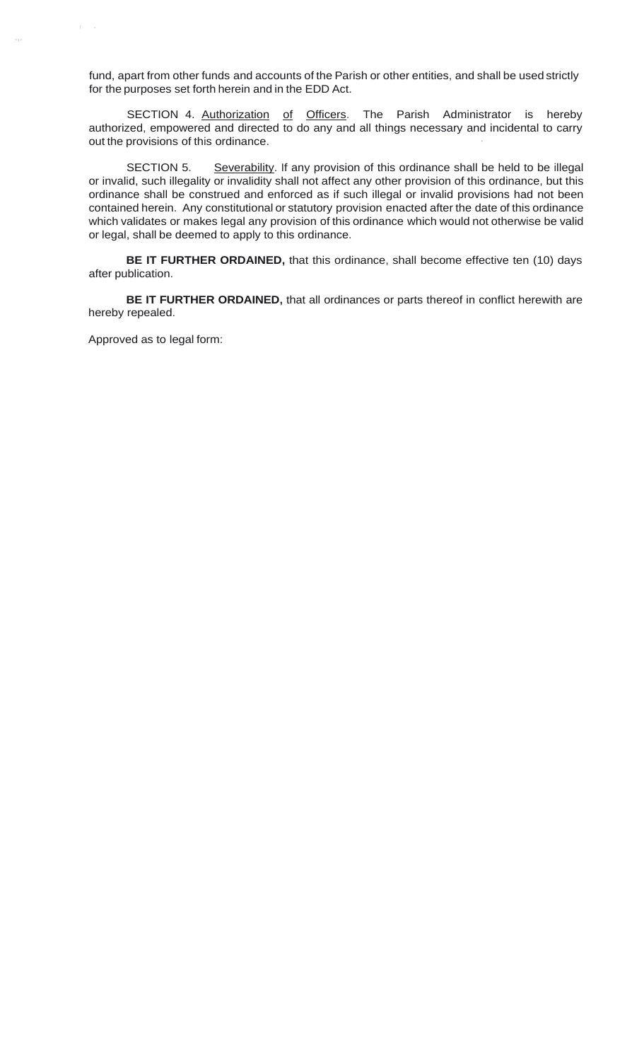fund, apart from other funds and accounts of the Parish or other entities, and shall be used strictly for the purposes set forth herein and in the EDD Act.

SECTION 4. Authorization of Officers. The Parish Administrator is hereby authorized, empowered and directed to do any and all things necessary and incidental to carry out the provisions of this ordinance.

SECTION 5. Severability. If any provision of this ordinance shall be held to be illegal or invalid, such illegality or invalidity shall not affect any other provision of this ordinance, but this ordinance shall be construed and enforced as if such illegal or invalid provisions had not been contained herein. Any constitutional or statutory provision enacted after the date of this ordinance which validates or makes legal any provision of this ordinance which would not otherwise be valid or legal, shall be deemed to apply to this ordinance.

**BE IT FURTHER ORDAINED,** that this ordinance, shall become effective ten (10) days after publication.

**BE IT FURTHER ORDAINED,** that all ordinances or parts thereof in conflict herewith are hereby repealed.

Approved as to legal form: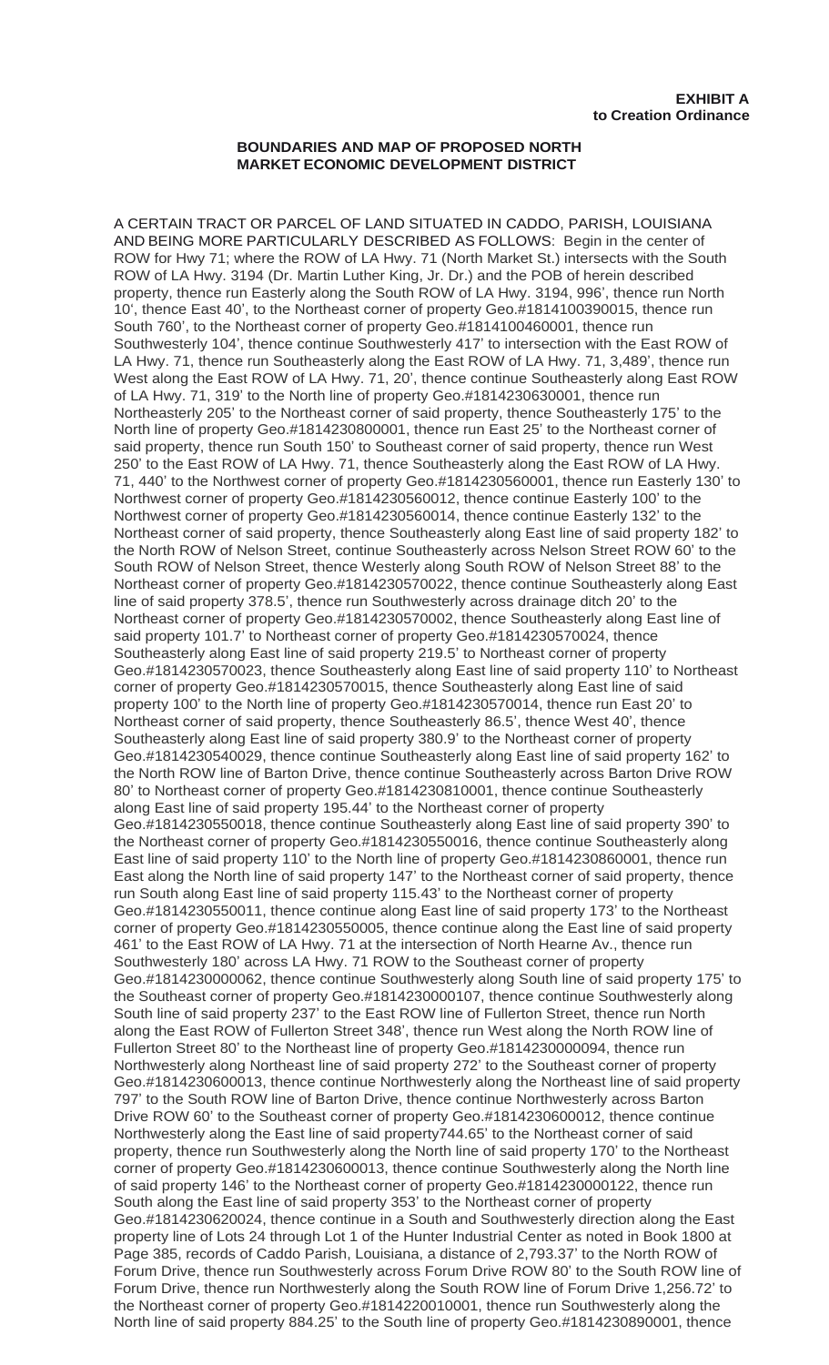**EXHIBIT A**
**to Creation Ordinance**

**BOUNDARIES AND MAP OF PROPOSED NORTH MARKET ECONOMIC DEVELOPMENT DISTRICT**

A CERTAIN TRACT OR PARCEL OF LAND SITUATED IN CADDO, PARISH, LOUISIANA AND BEING MORE PARTICULARLY DESCRIBED AS FOLLOWS: Begin in the center of ROW for Hwy 71; where the ROW of LA Hwy. 71 (North Market St.) intersects with the South ROW of LA Hwy. 3194 (Dr. Martin Luther King, Jr. Dr.) and the POB of herein described property, thence run Easterly along the South ROW of LA Hwy. 3194, 996', thence run North 10', thence East 40', to the Northeast corner of property Geo.#1814100390015, thence run South 760', to the Northeast corner of property Geo.#1814100460001, thence run Southwesterly 104', thence continue Southwesterly 417' to intersection with the East ROW of LA Hwy. 71, thence run Southeasterly along the East ROW of LA Hwy. 71, 3,489', thence run West along the East ROW of LA Hwy. 71, 20', thence continue Southeasterly along East ROW of LA Hwy. 71, 319' to the North line of property Geo.#1814230630001, thence run Northeasterly 205' to the Northeast corner of said property, thence Southeasterly 175' to the North line of property Geo.#1814230800001, thence run East 25' to the Northeast corner of said property, thence run South 150' to Southeast corner of said property, thence run West 250' to the East ROW of LA Hwy. 71, thence Southeasterly along the East ROW of LA Hwy. 71, 440' to the Northwest corner of property Geo.#1814230560001, thence run Easterly 130' to Northwest corner of property Geo.#1814230560012, thence continue Easterly 100' to the Northwest corner of property Geo.#1814230560014, thence continue Easterly 132' to the Northeast corner of said property, thence Southeasterly along East line of said property 182' to the North ROW of Nelson Street, continue Southeasterly across Nelson Street ROW 60' to the South ROW of Nelson Street, thence Westerly along South ROW of Nelson Street 88' to the Northeast corner of property Geo.#1814230570022, thence continue Southeasterly along East line of said property 378.5', thence run Southwesterly across drainage ditch 20' to the Northeast corner of property Geo.#1814230570002, thence Southeasterly along East line of said property 101.7' to Northeast corner of property Geo.#1814230570024, thence Southeasterly along East line of said property 219.5' to Northeast corner of property Geo.#1814230570023, thence Southeasterly along East line of said property 110' to Northeast corner of property Geo.#1814230570015, thence Southeasterly along East line of said property 100' to the North line of property Geo.#1814230570014, thence run East 20' to Northeast corner of said property, thence Southeasterly 86.5', thence West 40', thence Southeasterly along East line of said property 380.9' to the Northeast corner of property Geo.#1814230540029, thence continue Southeasterly along East line of said property 162' to the North ROW line of Barton Drive, thence continue Southeasterly across Barton Drive ROW 80' to Northeast corner of property Geo.#1814230810001, thence continue Southeasterly along East line of said property 195.44' to the Northeast corner of property Geo.#1814230550018, thence continue Southeasterly along East line of said property 390' to the Northeast corner of property Geo.#1814230550016, thence continue Southeasterly along East line of said property 110' to the North line of property Geo.#1814230860001, thence run East along the North line of said property 147' to the Northeast corner of said property, thence run South along East line of said property 115.43' to the Northeast corner of property Geo.#1814230550011, thence continue along East line of said property 173' to the Northeast corner of property Geo.#1814230550005, thence continue along the East line of said property 461' to the East ROW of LA Hwy. 71 at the intersection of North Hearne Av., thence run Southwesterly 180' across LA Hwy. 71 ROW to the Southeast corner of property Geo.#1814230000062, thence continue Southwesterly along South line of said property 175' to the Southeast corner of property Geo.#1814230000107, thence continue Southwesterly along South line of said property 237' to the East ROW line of Fullerton Street, thence run North along the East ROW of Fullerton Street 348', thence run West along the North ROW line of Fullerton Street 80' to the Northeast line of property Geo.#1814230000094, thence run Northwesterly along Northeast line of said property 272' to the Southeast corner of property Geo.#1814230600013, thence continue Northwesterly along the Northeast line of said property 797' to the South ROW line of Barton Drive, thence continue Northwesterly across Barton Drive ROW 60' to the Southeast corner of property Geo.#1814230600012, thence continue Northwesterly along the East line of said property744.65' to the Northeast corner of said property, thence run Southwesterly along the North line of said property 170' to the Northeast corner of property Geo.#1814230600013, thence continue Southwesterly along the North line of said property 146' to the Northeast corner of property Geo.#1814230000122, thence run South along the East line of said property 353' to the Northeast corner of property Geo.#1814230620024, thence continue in a South and Southwesterly direction along the East property line of Lots 24 through Lot 1 of the Hunter Industrial Center as noted in Book 1800 at Page 385, records of Caddo Parish, Louisiana, a distance of 2,793.37' to the North ROW of Forum Drive, thence run Southwesterly across Forum Drive ROW 80' to the South ROW line of Forum Drive, thence run Northwesterly along the South ROW line of Forum Drive 1,256.72' to the Northeast corner of property Geo.#1814220010001, thence run Southwesterly along the North line of said property 884.25' to the South line of property Geo.#1814230890001, thence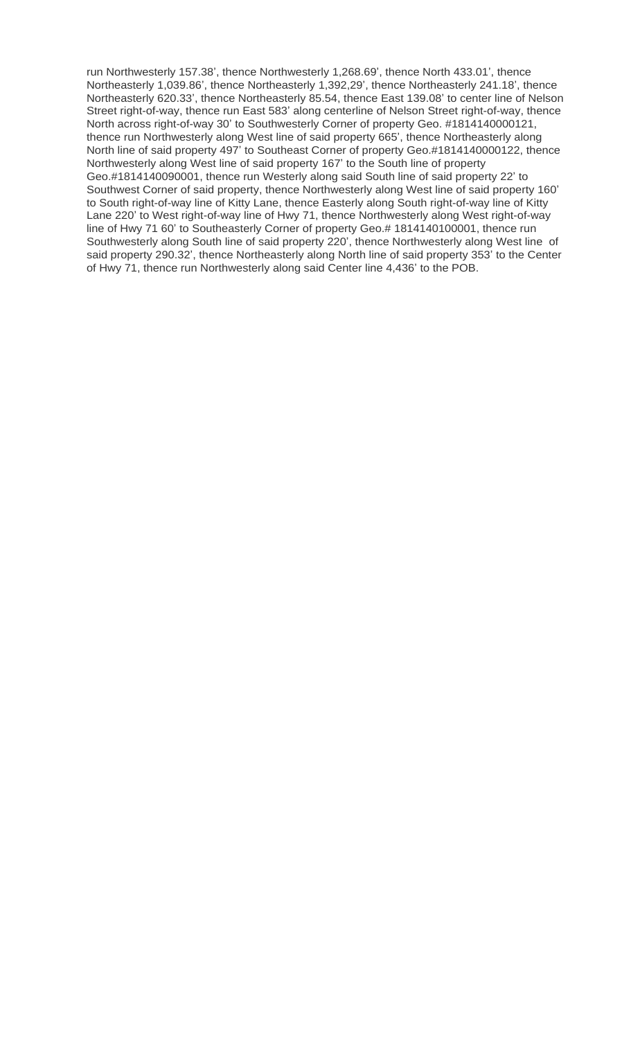run Northwesterly 157.38', thence Northwesterly 1,268.69', thence North 433.01', thence Northeasterly 1,039.86', thence Northeasterly 1,392,29', thence Northeasterly 241.18', thence Northeasterly 620.33', thence Northeasterly 85.54, thence East 139.08' to center line of Nelson Street right-of-way, thence run East 583' along centerline of Nelson Street right-of-way, thence North across right-of-way 30' to Southwesterly Corner of property Geo. #1814140000121, thence run Northwesterly along West line of said property 665', thence Northeasterly along North line of said property 497' to Southeast Corner of property Geo.#1814140000122, thence Northwesterly along West line of said property 167' to the South line of property Geo.#1814140090001, thence run Westerly along said South line of said property 22' to Southwest Corner of said property, thence Northwesterly along West line of said property 160' to South right-of-way line of Kitty Lane, thence Easterly along South right-of-way line of Kitty Lane 220' to West right-of-way line of Hwy 71, thence Northwesterly along West right-of-way line of Hwy 71 60' to Southeasterly Corner of property Geo.# 1814140100001, thence run Southwesterly along South line of said property 220', thence Northwesterly along West line of said property 290.32', thence Northeasterly along North line of said property 353' to the Center of Hwy 71, thence run Northwesterly along said Center line 4,436' to the POB.